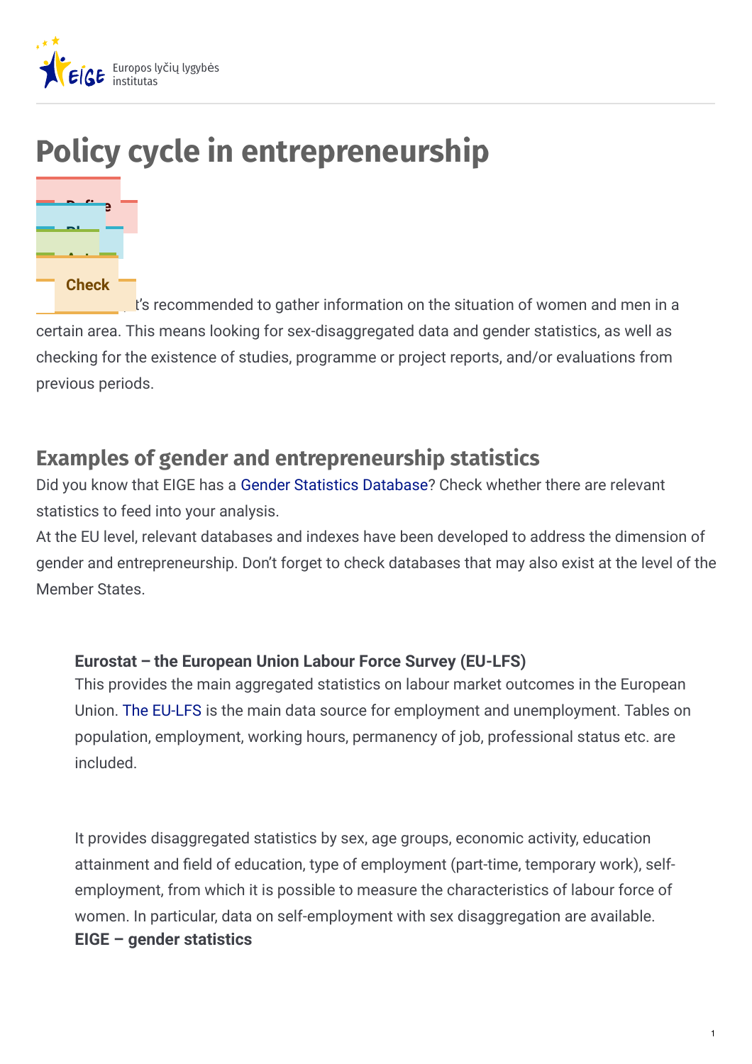# Policy cycle in entrepreneurship

Define

Plan

Act

Check

It's recommended to gather information on the situation of women and men in a certain area. This means looking for sex-disaggregated data and gender statistics, as well as checking for the existence of studies, programme or project reports, and/or evaluations from previous periods.

## Examples of gender and entrepreneurship statistics

Did you know that EIGE has a Gender Statistics Database? Check whether there are relevant statistics to feed into your analysis.

At the EU level, relevant databases and indexes have been developed to address the dimension of gender and entrepreneurship. Don't forget to check databases that may also exist at the level of the Member States.

**Eurostat – the European Union Labour Force Survey (EU-LFS)**

This provides the main aggregated statistics on labour market outcomes in the European Union. The EU-LFS is the main data source for employment and unemployment. Tables on population, employment, working hours, permanency of job, professional status etc. are included.

It provides disaggregated statistics by sex, age groups, economic activity, education attainment and field of education, type of employment (part-time, temporary work), self-employment, from which it is possible to measure the characteristics of labour force of women. In particular, data on self-employment with sex disaggregation are available.

**EIGE – gender statistics**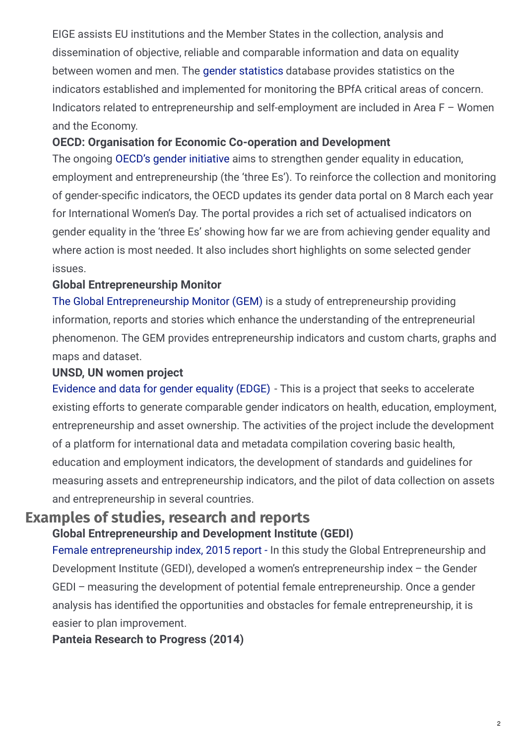EIGE assists EU institutions and the Member States in the collection, analysis and dissemination of objective, reliable and comparable information and data on equality between women and men. The gender statistics database provides statistics on the indicators established and implemented for monitoring the BPfA critical areas of concern. Indicators related to entrepreneurship and self-employment are included in Area F – Women and the Economy.

**OECD: Organisation for Economic Co-operation and Development**

The ongoing OECD's gender initiative aims to strengthen gender equality in education, employment and entrepreneurship (the 'three Es'). To reinforce the collection and monitoring of gender-specific indicators, the OECD updates its gender data portal on 8 March each year for International Women's Day. The portal provides a rich set of actualised indicators on gender equality in the 'three Es' showing how far we are from achieving gender equality and where action is most needed. It also includes short highlights on some selected gender issues.

**Global Entrepreneurship Monitor**

The Global Entrepreneurship Monitor (GEM) is a study of entrepreneurship providing information, reports and stories which enhance the understanding of the entrepreneurial phenomenon. The GEM provides entrepreneurship indicators and custom charts, graphs and maps and dataset.

**UNSD, UN women project**

Evidence and data for gender equality (EDGE) - This is a project that seeks to accelerate existing efforts to generate comparable gender indicators on health, education, employment, entrepreneurship and asset ownership. The activities of the project include the development of a platform for international data and metadata compilation covering basic health, education and employment indicators, the development of standards and guidelines for measuring assets and entrepreneurship indicators, and the pilot of data collection on assets and entrepreneurship in several countries.

## Examples of studies, research and reports

**Global Entrepreneurship and Development Institute (GEDI)**

Female entrepreneurship index, 2015 report - In this study the Global Entrepreneurship and Development Institute (GEDI), developed a women's entrepreneurship index – the Gender GEDI – measuring the development of potential female entrepreneurship. Once a gender analysis has identified the opportunities and obstacles for female entrepreneurship, it is easier to plan improvement.

**Panteia Research to Progress (2014)**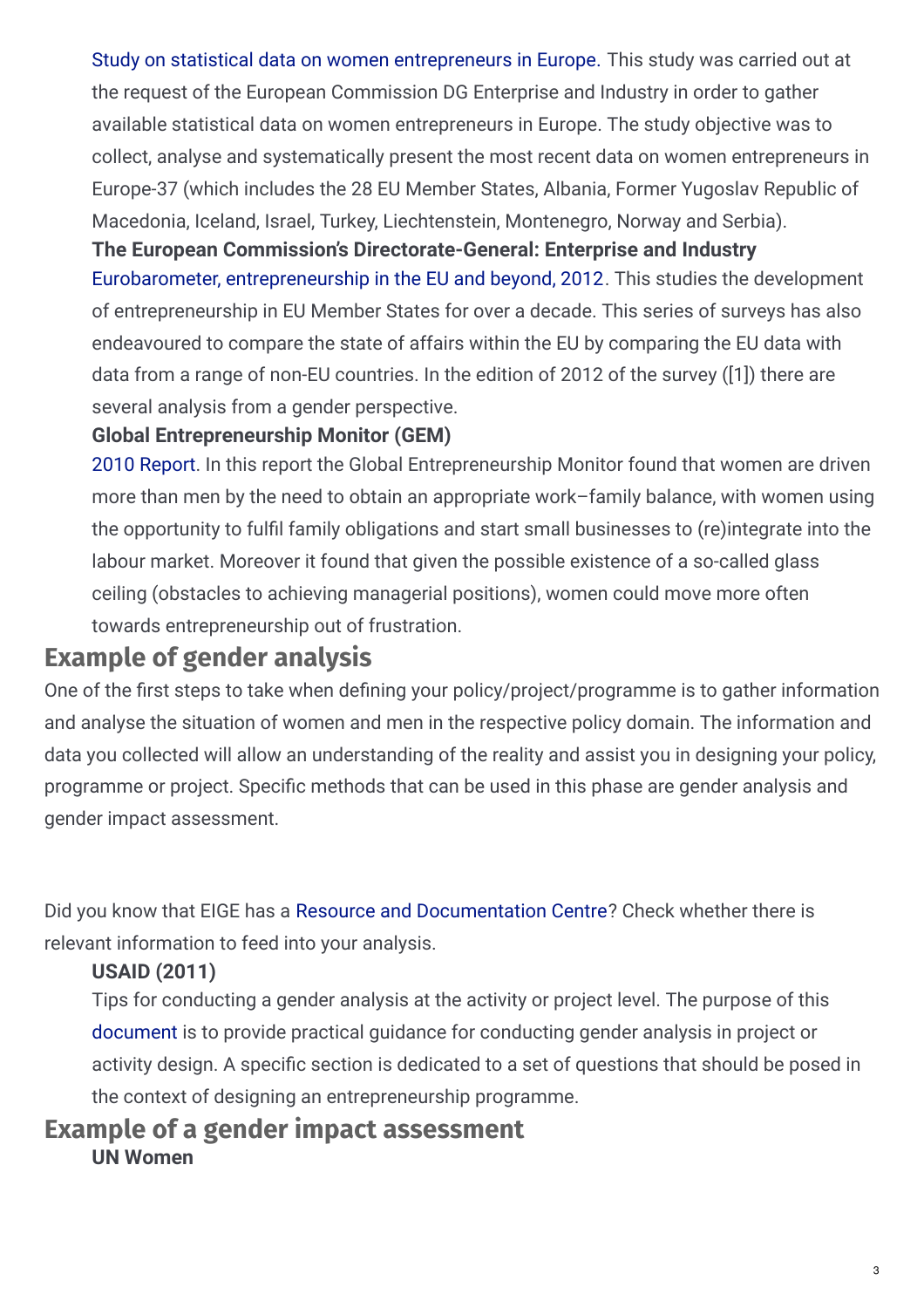Study on statistical data on women entrepreneurs in Europe. This study was carried out at the request of the European Commission DG Enterprise and Industry in order to gather available statistical data on women entrepreneurs in Europe. The study objective was to collect, analyse and systematically present the most recent data on women entrepreneurs in Europe-37 (which includes the 28 EU Member States, Albania, Former Yugoslav Republic of Macedonia, Iceland, Israel, Turkey, Liechtenstein, Montenegro, Norway and Serbia).

**The European Commission's Directorate-General: Enterprise and Industry**

Eurobarometer, entrepreneurship in the EU and beyond, 2012. This studies the development of entrepreneurship in EU Member States for over a decade. This series of surveys has also endeavoured to compare the state of affairs within the EU by comparing the EU data with data from a range of non-EU countries. In the edition of 2012 of the survey ([1]) there are several analysis from a gender perspective.

**Global Entrepreneurship Monitor (GEM)**

2010 Report. In this report the Global Entrepreneurship Monitor found that women are driven more than men by the need to obtain an appropriate work–family balance, with women using the opportunity to fulfil family obligations and start small businesses to (re)integrate into the labour market. Moreover it found that given the possible existence of a so-called glass ceiling (obstacles to achieving managerial positions), women could move more often towards entrepreneurship out of frustration.

## Example of gender analysis

One of the first steps to take when defining your policy/project/programme is to gather information and analyse the situation of women and men in the respective policy domain. The information and data you collected will allow an understanding of the reality and assist you in designing your policy, programme or project. Specific methods that can be used in this phase are gender analysis and gender impact assessment.

Did you know that EIGE has a Resource and Documentation Centre? Check whether there is relevant information to feed into your analysis.

**USAID (2011)**

Tips for conducting a gender analysis at the activity or project level. The purpose of this document is to provide practical guidance for conducting gender analysis in project or activity design. A specific section is dedicated to a set of questions that should be posed in the context of designing an entrepreneurship programme.

## Example of a gender impact assessment

**UN Women**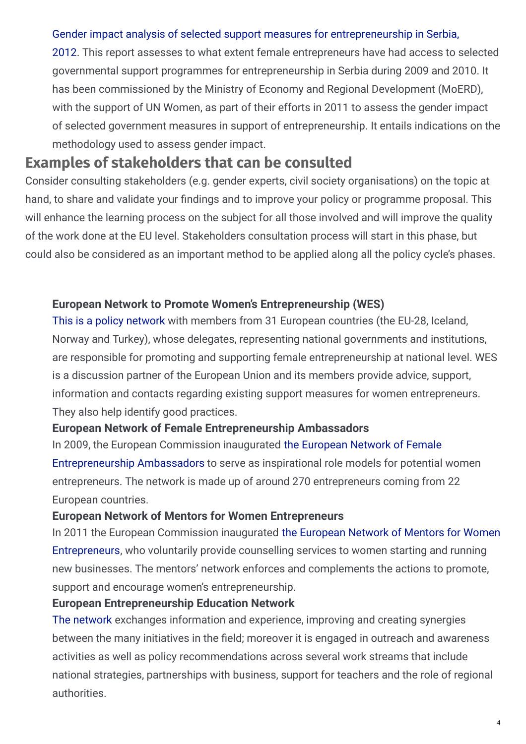Gender impact analysis of selected support measures for entrepreneurship in Serbia, 2012. This report assesses to what extent female entrepreneurs have had access to selected governmental support programmes for entrepreneurship in Serbia during 2009 and 2010. It has been commissioned by the Ministry of Economy and Regional Development (MoERD), with the support of UN Women, as part of their efforts in 2011 to assess the gender impact of selected government measures in support of entrepreneurship. It entails indications on the methodology used to assess gender impact.

## Examples of stakeholders that can be consulted

Consider consulting stakeholders (e.g. gender experts, civil society organisations) on the topic at hand, to share and validate your findings and to improve your policy or programme proposal. This will enhance the learning process on the subject for all those involved and will improve the quality of the work done at the EU level. Stakeholders consultation process will start in this phase, but could also be considered as an important method to be applied along all the policy cycle's phases.

**European Network to Promote Women's Entrepreneurship (WES)**
This is a policy network with members from 31 European countries (the EU-28, Iceland, Norway and Turkey), whose delegates, representing national governments and institutions, are responsible for promoting and supporting female entrepreneurship at national level. WES is a discussion partner of the European Union and its members provide advice, support, information and contacts regarding existing support measures for women entrepreneurs. They also help identify good practices.

**European Network of Female Entrepreneurship Ambassadors**
In 2009, the European Commission inaugurated the European Network of Female Entrepreneurship Ambassadors to serve as inspirational role models for potential women entrepreneurs. The network is made up of around 270 entrepreneurs coming from 22 European countries.

**European Network of Mentors for Women Entrepreneurs**
In 2011 the European Commission inaugurated the European Network of Mentors for Women Entrepreneurs, who voluntarily provide counselling services to women starting and running new businesses. The mentors' network enforces and complements the actions to promote, support and encourage women's entrepreneurship.

**European Entrepreneurship Education Network**
The network exchanges information and experience, improving and creating synergies between the many initiatives in the field; moreover it is engaged in outreach and awareness activities as well as policy recommendations across several work streams that include national strategies, partnerships with business, support for teachers and the role of regional authorities.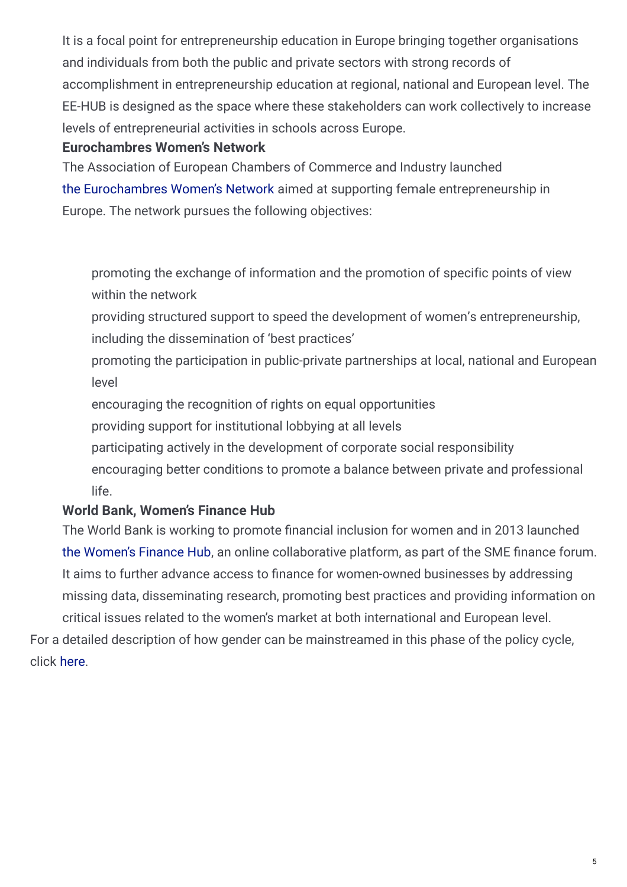It is a focal point for entrepreneurship education in Europe bringing together organisations and individuals from both the public and private sectors with strong records of accomplishment in entrepreneurship education at regional, national and European level. The EE-HUB is designed as the space where these stakeholders can work collectively to increase levels of entrepreneurial activities in schools across Europe.

**Eurochambres Women's Network**

The Association of European Chambers of Commerce and Industry launched the Eurochambres Women's Network aimed at supporting female entrepreneurship in Europe. The network pursues the following objectives:

- promoting the exchange of information and the promotion of specific points of view within the network
- providing structured support to speed the development of women's entrepreneurship, including the dissemination of 'best practices'
- promoting the participation in public-private partnerships at local, national and European level
- encouraging the recognition of rights on equal opportunities
- providing support for institutional lobbying at all levels
- participating actively in the development of corporate social responsibility
- encouraging better conditions to promote a balance between private and professional life.

**World Bank, Women's Finance Hub**

The World Bank is working to promote financial inclusion for women and in 2013 launched the Women's Finance Hub, an online collaborative platform, as part of the SME finance forum. It aims to further advance access to finance for women-owned businesses by addressing missing data, disseminating research, promoting best practices and providing information on critical issues related to the women's market at both international and European level.

For a detailed description of how gender can be mainstreamed in this phase of the policy cycle, click here.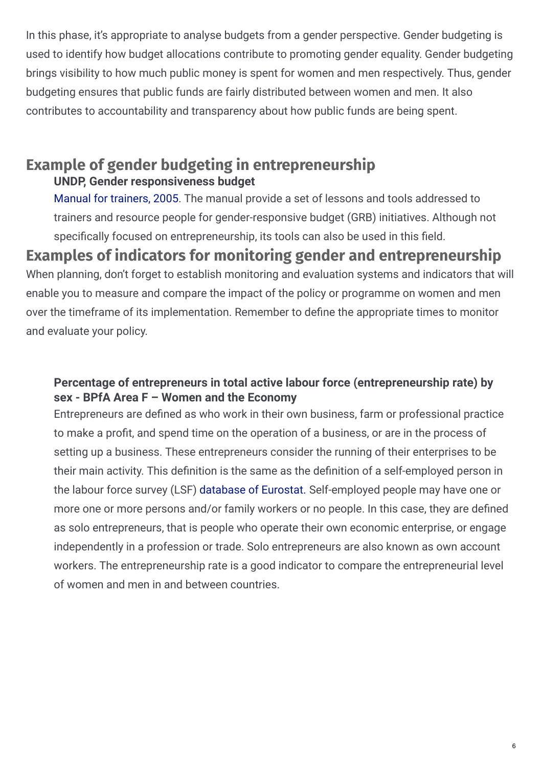In this phase, it's appropriate to analyse budgets from a gender perspective. Gender budgeting is used to identify how budget allocations contribute to promoting gender equality. Gender budgeting brings visibility to how much public money is spent for women and men respectively. Thus, gender budgeting ensures that public funds are fairly distributed between women and men. It also contributes to accountability and transparency about how public funds are being spent.

## Example of gender budgeting in entrepreneurship

**UNDP, Gender responsiveness budget**

Manual for trainers, 2005. The manual provide a set of lessons and tools addressed to trainers and resource people for gender-responsive budget (GRB) initiatives. Although not specifically focused on entrepreneurship, its tools can also be used in this field.

## Examples of indicators for monitoring gender and entrepreneurship

When planning, don't forget to establish monitoring and evaluation systems and indicators that will enable you to measure and compare the impact of the policy or programme on women and men over the timeframe of its implementation. Remember to define the appropriate times to monitor and evaluate your policy.

**Percentage of entrepreneurs in total active labour force (entrepreneurship rate) by sex - BPfA Area F – Women and the Economy**

Entrepreneurs are defined as who work in their own business, farm or professional practice to make a profit, and spend time on the operation of a business, or are in the process of setting up a business. These entrepreneurs consider the running of their enterprises to be their main activity. This definition is the same as the definition of a self-employed person in the labour force survey (LSF) database of Eurostat. Self-employed people may have one or more one or more persons and/or family workers or no people. In this case, they are defined as solo entrepreneurs, that is people who operate their own economic enterprise, or engage independently in a profession or trade. Solo entrepreneurs are also known as own account workers. The entrepreneurship rate is a good indicator to compare the entrepreneurial level of women and men in and between countries.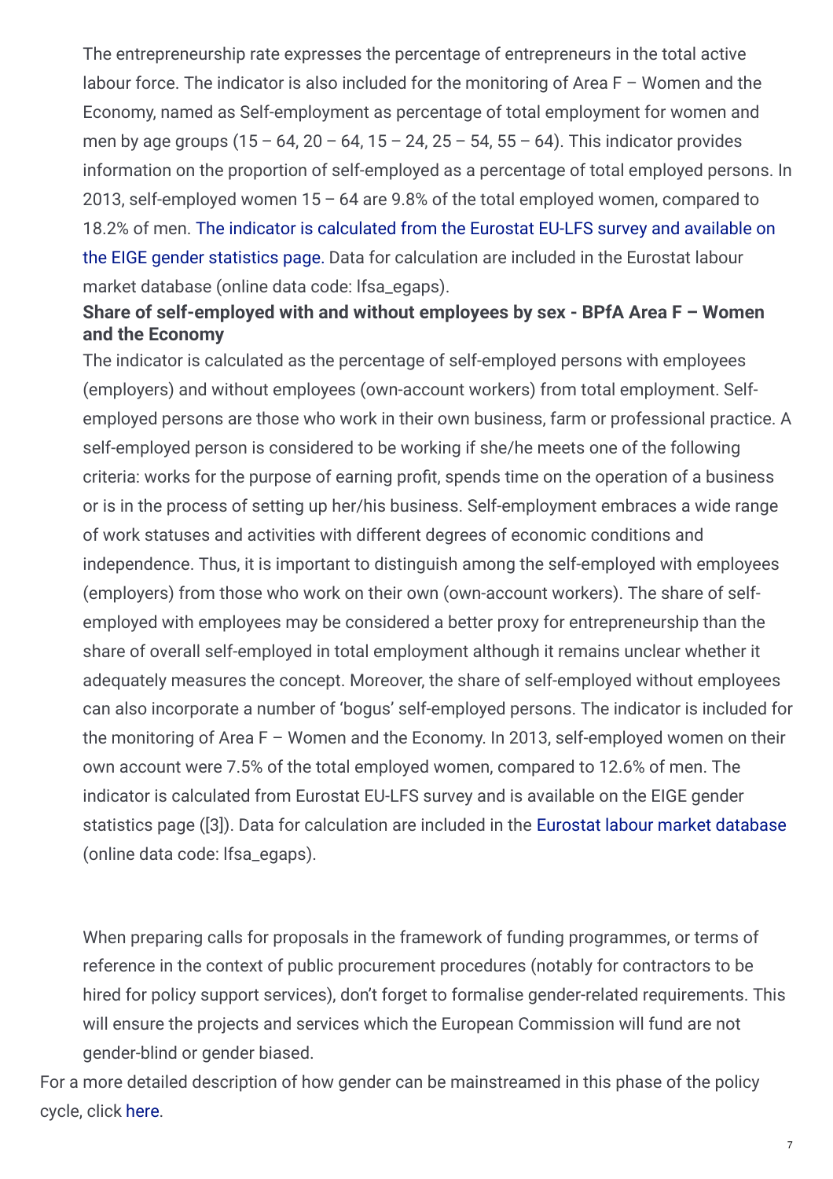The entrepreneurship rate expresses the percentage of entrepreneurs in the total active labour force. The indicator is also included for the monitoring of Area F – Women and the Economy, named as Self-employment as percentage of total employment for women and men by age groups (15 – 64, 20 – 64, 15 – 24, 25 – 54, 55 – 64). This indicator provides information on the proportion of self-employed as a percentage of total employed persons. In 2013, self-employed women 15 – 64 are 9.8% of the total employed women, compared to 18.2% of men. The indicator is calculated from the Eurostat EU-LFS survey and available on the EIGE gender statistics page. Data for calculation are included in the Eurostat labour market database (online data code: lfsa_egaps).

**Share of self-employed with and without employees by sex - BPfA Area F – Women and the Economy**

The indicator is calculated as the percentage of self-employed persons with employees (employers) and without employees (own-account workers) from total employment. Self-employed persons are those who work in their own business, farm or professional practice. A self-employed person is considered to be working if she/he meets one of the following criteria: works for the purpose of earning profit, spends time on the operation of a business or is in the process of setting up her/his business. Self-employment embraces a wide range of work statuses and activities with different degrees of economic conditions and independence. Thus, it is important to distinguish among the self-employed with employees (employers) from those who work on their own (own-account workers). The share of self-employed with employees may be considered a better proxy for entrepreneurship than the share of overall self-employed in total employment although it remains unclear whether it adequately measures the concept. Moreover, the share of self-employed without employees can also incorporate a number of 'bogus' self-employed persons. The indicator is included for the monitoring of Area F – Women and the Economy. In 2013, self-employed women on their own account were 7.5% of the total employed women, compared to 12.6% of men. The indicator is calculated from Eurostat EU-LFS survey and is available on the EIGE gender statistics page ([3]). Data for calculation are included in the Eurostat labour market database (online data code: lfsa_egaps).

When preparing calls for proposals in the framework of funding programmes, or terms of reference in the context of public procurement procedures (notably for contractors to be hired for policy support services), don't forget to formalise gender-related requirements. This will ensure the projects and services which the European Commission will fund are not gender-blind or gender biased.

For a more detailed description of how gender can be mainstreamed in this phase of the policy cycle, click here.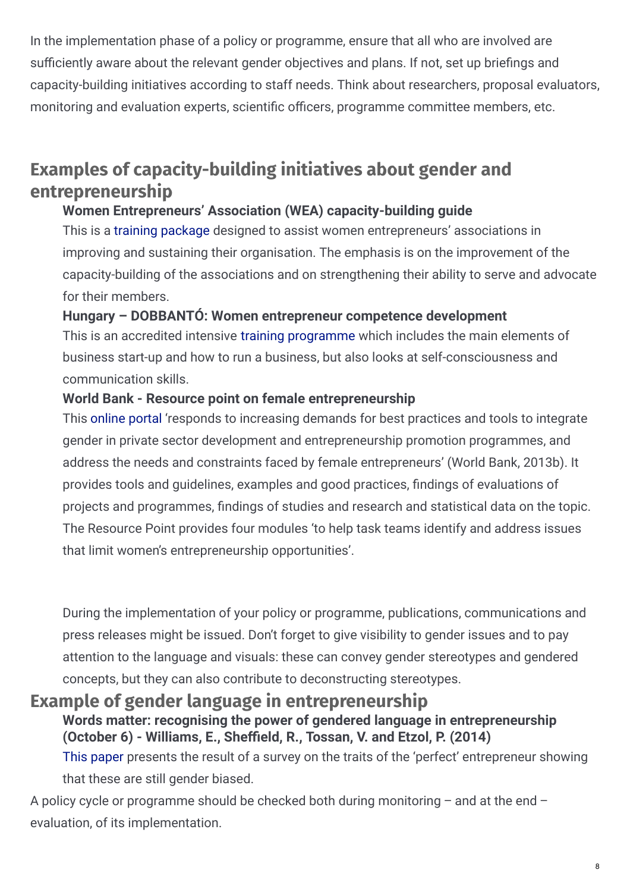In the implementation phase of a policy or programme, ensure that all who are involved are sufficiently aware about the relevant gender objectives and plans. If not, set up briefings and capacity-building initiatives according to staff needs. Think about researchers, proposal evaluators, monitoring and evaluation experts, scientific officers, programme committee members, etc.

## Examples of capacity-building initiatives about gender and entrepreneurship

**Women Entrepreneurs' Association (WEA) capacity-building guide**

This is a training package designed to assist women entrepreneurs' associations in improving and sustaining their organisation. The emphasis is on the improvement of the capacity-building of the associations and on strengthening their ability to serve and advocate for their members.

**Hungary – DOBBANTÓ: Women entrepreneur competence development**

This is an accredited intensive training programme which includes the main elements of business start-up and how to run a business, but also looks at self-consciousness and communication skills.

**World Bank - Resource point on female entrepreneurship**

This online portal 'responds to increasing demands for best practices and tools to integrate gender in private sector development and entrepreneurship promotion programmes, and address the needs and constraints faced by female entrepreneurs' (World Bank, 2013b). It provides tools and guidelines, examples and good practices, findings of evaluations of projects and programmes, findings of studies and research and statistical data on the topic. The Resource Point provides four modules 'to help task teams identify and address issues that limit women's entrepreneurship opportunities'.

During the implementation of your policy or programme, publications, communications and press releases might be issued. Don't forget to give visibility to gender issues and to pay attention to the language and visuals: these can convey gender stereotypes and gendered concepts, but they can also contribute to deconstructing stereotypes.

## Example of gender language in entrepreneurship

**Words matter: recognising the power of gendered language in entrepreneurship (October 6) - Williams, E., Sheffield, R., Tossan, V. and Etzol, P. (2014)**

This paper presents the result of a survey on the traits of the 'perfect' entrepreneur showing that these are still gender biased.

A policy cycle or programme should be checked both during monitoring – and at the end – evaluation, of its implementation.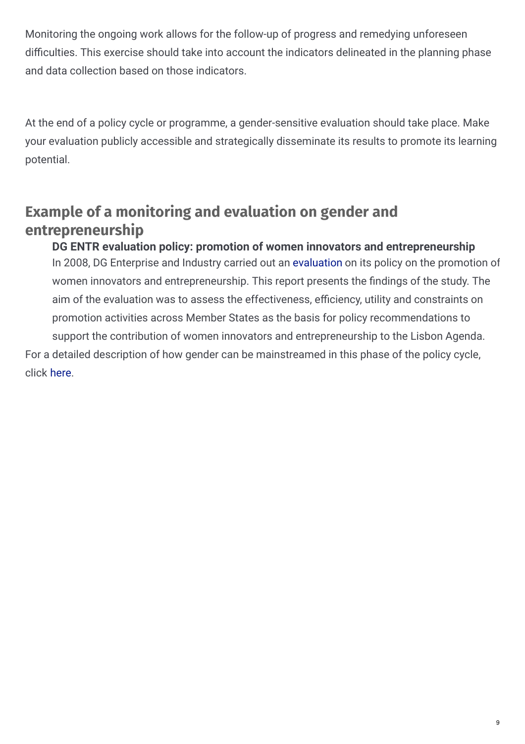Monitoring the ongoing work allows for the follow-up of progress and remedying unforeseen difficulties. This exercise should take into account the indicators delineated in the planning phase and data collection based on those indicators.

At the end of a policy cycle or programme, a gender-sensitive evaluation should take place. Make your evaluation publicly accessible and strategically disseminate its results to promote its learning potential.

## Example of a monitoring and evaluation on gender and entrepreneurship

**DG ENTR evaluation policy: promotion of women innovators and entrepreneurship**

In 2008, DG Enterprise and Industry carried out an evaluation on its policy on the promotion of women innovators and entrepreneurship. This report presents the findings of the study. The aim of the evaluation was to assess the effectiveness, efficiency, utility and constraints on promotion activities across Member States as the basis for policy recommendations to support the contribution of women innovators and entrepreneurship to the Lisbon Agenda.

For a detailed description of how gender can be mainstreamed in this phase of the policy cycle, click here.